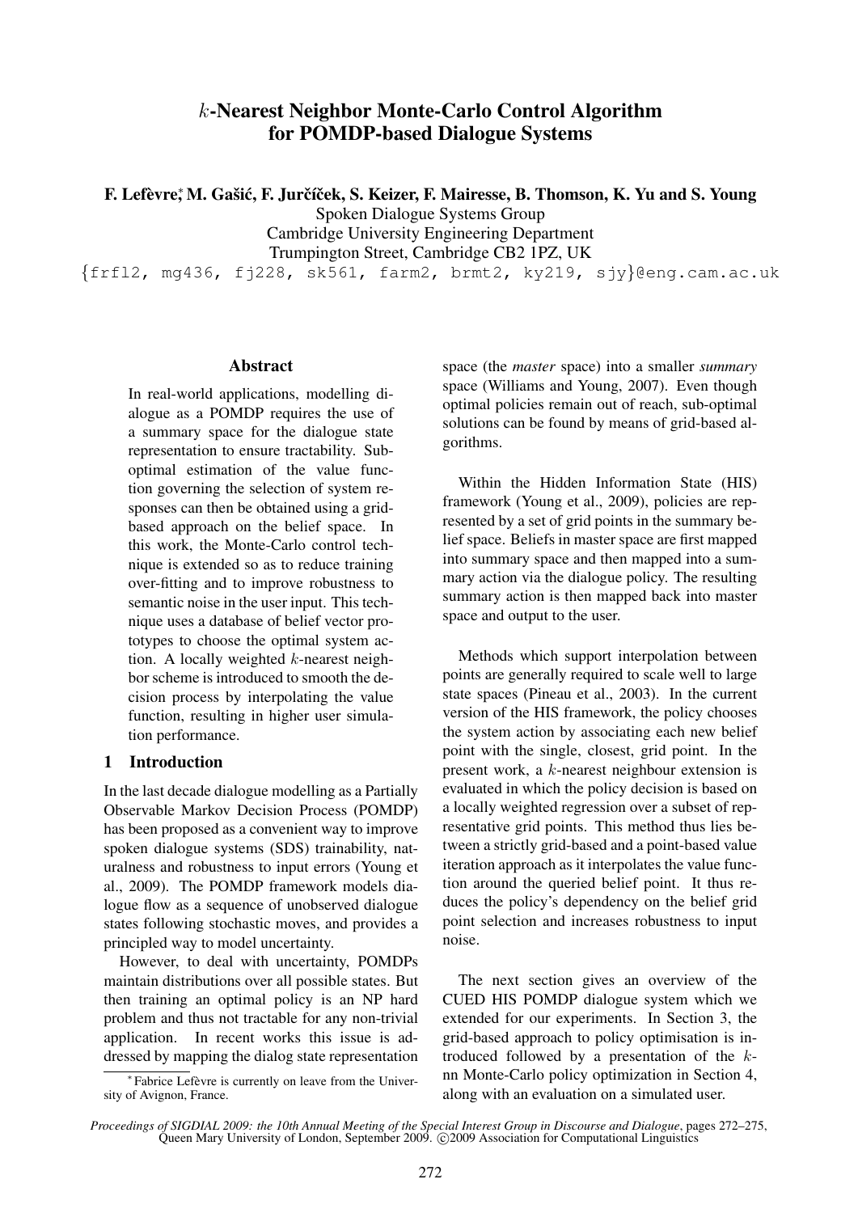# $k$-Nearest Neighbor Monte-Carlo Control Algorithm for POMDP-based Dialogue Systems

**F. Lefèvre,[*] M. Gašić, F. Jurčíček, S. Keizer, F. Mairesse, B. Thomson, K. Yu and S. Young**

Spoken Dialogue Systems Group
Cambridge University Engineering Department
Trumpington Street, Cambridge CB2 1PZ, UK
{frfl2, mg436, fj228, sk561, farm2, brmt2, ky219, sjy}@eng.cam.ac.uk

### Abstract

In real-world applications, modelling dialogue as a POMDP requires the use of a summary space for the dialogue state representation to ensure tractability. Sub-optimal estimation of the value function governing the selection of system responses can then be obtained using a grid-based approach on the belief space. In this work, the Monte-Carlo control technique is extended so as to reduce training over-fitting and to improve robustness to semantic noise in the user input. This technique uses a database of belief vector prototypes to choose the optimal system action. A locally weighted $k$-nearest neighbor scheme is introduced to smooth the decision process by interpolating the value function, resulting in higher user simulation performance.

## 1 Introduction

In the last decade dialogue modelling as a Partially Observable Markov Decision Process (POMDP) has been proposed as a convenient way to improve spoken dialogue systems (SDS) trainability, naturalness and robustness to input errors (Young et al., 2009). The POMDP framework models dialogue flow as a sequence of unobserved dialogue states following stochastic moves, and provides a principled way to model uncertainty.

However, to deal with uncertainty, POMDPs maintain distributions over all possible states. But then training an optimal policy is an NP hard problem and thus not tractable for any non-trivial application. In recent works this issue is addressed by mapping the dialog state representation space (the *master* space) into a smaller *summary* space (Williams and Young, 2007). Even though optimal policies remain out of reach, sub-optimal solutions can be found by means of grid-based algorithms.

Within the Hidden Information State (HIS) framework (Young et al., 2009), policies are represented by a set of grid points in the summary belief space. Beliefs in master space are first mapped into summary space and then mapped into a summary action via the dialogue policy. The resulting summary action is then mapped back into master space and output to the user.

Methods which support interpolation between points are generally required to scale well to large state spaces (Pineau et al., 2003). In the current version of the HIS framework, the policy chooses the system action by associating each new belief point with the single, closest, grid point. In the present work, a $k$-nearest neighbour extension is evaluated in which the policy decision is based on a locally weighted regression over a subset of representative grid points. This method thus lies between a strictly grid-based and a point-based value iteration approach as it interpolates the value function around the queried belief point. It thus reduces the policy's dependency on the belief grid point selection and increases robustness to input noise.

The next section gives an overview of the CUED HIS POMDP dialogue system which we extended for our experiments. In Section 3, the grid-based approach to policy optimisation is introduced followed by a presentation of the $k$-nn Monte-Carlo policy optimization in Section 4, along with an evaluation on a simulated user.

[*] Fabrice Lefèvre is currently on leave from the University of Avignon, France.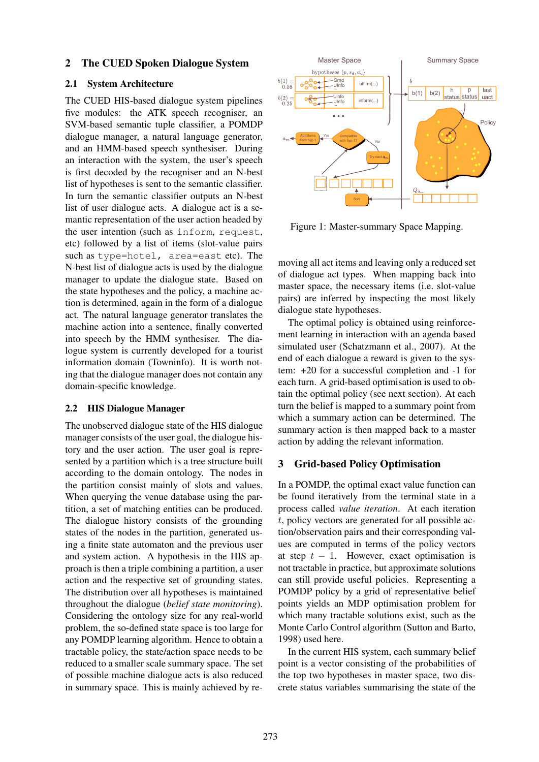## 2 The CUED Spoken Dialogue System

### 2.1 System Architecture

The CUED HIS-based dialogue system pipelines five modules: the ATK speech recogniser, an SVM-based semantic tuple classifier, a POMDP dialogue manager, a natural language generator, and an HMM-based speech synthesiser. During an interaction with the system, the user's speech is first decoded by the recogniser and an N-best list of hypotheses is sent to the semantic classifier. In turn the semantic classifier outputs an N-best list of user dialogue acts. A dialogue act is a semantic representation of the user action headed by the user intention (such as `inform`, `request`, etc) followed by a list of items (slot-value pairs such as `type=hotel`, `area=east` etc). The N-best list of dialogue acts is used by the dialogue manager to update the dialogue state. Based on the state hypotheses and the policy, a machine action is determined, again in the form of a dialogue act. The natural language generator translates the machine action into a sentence, finally converted into speech by the HMM synthesiser. The dialogue system is currently developed for a tourist information domain (Towninfo). It is worth noting that the dialogue manager does not contain any domain-specific knowledge.

### 2.2 HIS Dialogue Manager

The unobserved dialogue state of the HIS dialogue manager consists of the user goal, the dialogue history and the user action. The user goal is represented by a partition which is a tree structure built according to the domain ontology. The nodes in the partition consist mainly of slots and values. When querying the venue database using the partition, a set of matching entities can be produced. The dialogue history consists of the grounding states of the nodes in the partition, generated using a finite state automaton and the previous user and system action. A hypothesis in the HIS approach is then a triple combining a partition, a user action and the respective set of grounding states. The distribution over all hypotheses is maintained throughout the dialogue (*belief state monitoring*). Considering the ontology size for any real-world problem, the so-defined state space is too large for any POMDP learning algorithm. Hence to obtain a tractable policy, the state/action space needs to be reduced to a smaller scale summary space. The set of possible machine dialogue acts is also reduced in summary space. This is mainly achieved by removing all act items and leaving only a reduced set of dialogue act types. When mapping back into master space, the necessary items (i.e. slot-value pairs) are inferred by inspecting the most likely dialogue state hypotheses.

Figure 1: Master-summary Space Mapping.

The optimal policy is obtained using reinforcement learning in interaction with an agenda based simulated user (Schatzmann et al., 2007). At the end of each dialogue a reward is given to the system: +20 for a successful completion and -1 for each turn. A grid-based optimisation is used to obtain the optimal policy (see next section). At each turn the belief is mapped to a summary point from which a summary action can be determined. The summary action is then mapped back to a master action by adding the relevant information.

## 3 Grid-based Policy Optimisation

In a POMDP, the optimal exact value function can be found iteratively from the terminal state in a process called *value iteration*. At each iteration $t$, policy vectors are generated for all possible action/observation pairs and their corresponding values are computed in terms of the policy vectors at step $t-1$. However, exact optimisation is not tractable in practice, but approximate solutions can still provide useful policies. Representing a POMDP policy by a grid of representative belief points yields an MDP optimisation problem for which many tractable solutions exist, such as the Monte Carlo Control algorithm (Sutton and Barto, 1998) used here.

In the current HIS system, each summary belief point is a vector consisting of the probabilities of the top two hypotheses in master space, two discrete status variables summarising the state of the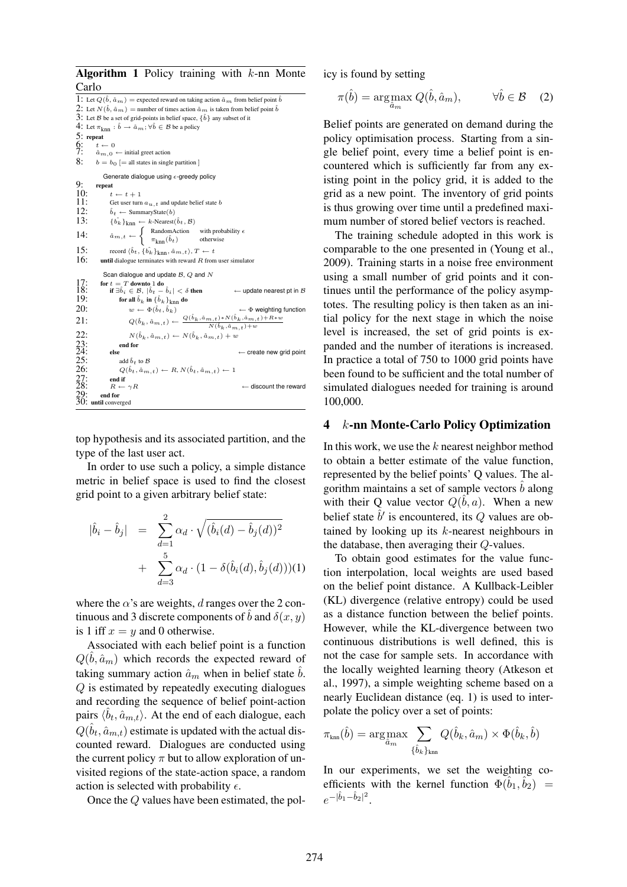**Algorithm 1** Policy training with $k$-nn Monte Carlo

```
1: Let Q(b̂, â_m) = expected reward on taking action â_m from belief point b̂
2: Let N(b̂, â_m) = number of times action â_m is taken from belief point b̂
3: Let B be a set of grid-points in belief space, {b̂} any subset of it
4: Let π_knn : b̂ → â_m; ∀b̂ ∈ B be a policy
5: repeat
6:    t ← 0
7:    â_{m,0} ← initial greet action
8:    b = b_0 [= all states in single partition ]
         Generate dialogue using ε-greedy policy
9:    repeat
10:      t ← t + 1
11:      Get user turn a_{u,t} and update belief state b
12:      b̂_t ← SummaryState(b)
13:      {b̂_k}_knn ← k-Nearest(b̂_t, B)
14:      â_{m,t} ← { RandomAction   with probability ε
                    { π_knn(b̂_t)     otherwise
15:      record ⟨b̂_t, {b̂_k}_knn, â_{m,t}⟩, T ← t
16:   until dialogue terminates with reward R from user simulator
         Scan dialogue and update B, Q and N
17:   for t = T downto 1 do
18:      if ∃b̂_i ∈ B, |b̂_t − b̂_i| < δ then            ← update nearest pt in B
19:         for all b̂_k in {b̂_k}_knn do
20:            w ← Φ(b̂_t, b̂_k)                          ← Φ weighting function
21:            Q(b̂_k, â_{m,t}) ← (Q(b̂_k, â_{m,t}) * N(b̂_k, â_{m,t}) + R * w) / (N(b̂_k, â_{m,t}) + w)
22:            N(b̂_k, â_{m,t}) ← N(b̂_k, â_{m,t}) + w
23:         end for
24:      else                                          ← create new grid point
25:         add b̂_t to B
26:         Q(b̂_t, â_{m,t}) ← R, N(b̂_t, â_{m,t}) ← 1
27:      end if
28:      R ← γR                                        ← discount the reward
29:   end for
30: until converged
```

top hypothesis and its associated partition, and the type of the last user act.

In order to use such a policy, a simple distance metric in belief space is used to find the closest grid point to a given arbitrary belief state:

$$|\hat{b}_i - \hat{b}_j| = \sum_{d=1}^{2} \alpha_d \cdot \sqrt{(\hat{b}_i(d) - \hat{b}_j(d))^2} + \sum_{d=3}^{5} \alpha_d \cdot (1 - \delta(\hat{b}_i(d), \hat{b}_j(d))) \quad (1)$$

where the $\alpha$'s are weights, $d$ ranges over the 2 continuous and 3 discrete components of $\hat{b}$ and $\delta(x, y)$ is 1 iff $x = y$ and 0 otherwise.

Associated with each belief point is a function $Q(\hat{b}, \hat{a}_m)$ which records the expected reward of taking summary action $\hat{a}_m$ when in belief state $\hat{b}$. $Q$ is estimated by repeatedly executing dialogues and recording the sequence of belief point-action pairs $\langle \hat{b}_t, \hat{a}_{m,t} \rangle$. At the end of each dialogue, each $Q(\hat{b}_t, \hat{a}_{m,t})$ estimate is updated with the actual discounted reward. Dialogues are conducted using the current policy $\pi$ but to allow exploration of unvisited regions of the state-action space, a random action is selected with probability $\epsilon$.

Once the $Q$ values have been estimated, the policy is found by setting

$$\pi(\hat{b}) = \arg\max_{\hat{a}_m} Q(\hat{b}, \hat{a}_m), \qquad \forall \hat{b} \in \mathcal{B} \quad (2)$$

Belief points are generated on demand during the policy optimisation process. Starting from a single belief point, every time a belief point is encountered which is sufficiently far from any existing point in the policy grid, it is added to the grid as a new point. The inventory of grid points is thus growing over time until a predefined maximum number of stored belief vectors is reached.

The training schedule adopted in this work is comparable to the one presented in (Young et al., 2009). Training starts in a noise free environment using a small number of grid points and it continues until the performance of the policy asymptotes. The resulting policy is then taken as an initial policy for the next stage in which the noise level is increased, the set of grid points is expanded and the number of iterations is increased. In practice a total of 750 to 1000 grid points have been found to be sufficient and the total number of simulated dialogues needed for training is around 100,000.

## 4 $k$-nn Monte-Carlo Policy Optimization

In this work, we use the $k$ nearest neighbor method to obtain a better estimate of the value function, represented by the belief points' Q values. The algorithm maintains a set of sample vectors $\hat{b}$ along with their Q value vector $Q(\hat{b}, a)$. When a new belief state $\hat{b}'$ is encountered, its $Q$ values are obtained by looking up its $k$-nearest neighbours in the database, then averaging their $Q$-values.

To obtain good estimates for the value function interpolation, local weights are used based on the belief point distance. A Kullback-Leibler (KL) divergence (relative entropy) could be used as a distance function between the belief points. However, while the KL-divergence between two continuous distributions is well defined, this is not the case for sample sets. In accordance with the locally weighted learning theory (Atkeson et al., 1997), a simple weighting scheme based on a nearly Euclidean distance (eq. 1) is used to interpolate the policy over a set of points:

$$\pi_{\text{knn}}(\hat{b}) = \arg\max_{\hat{a}_m} \sum_{\{\hat{b}_k\}_{\text{knn}}} Q(\hat{b}_k, \hat{a}_m) \times \Phi(\hat{b}_k, \hat{b})$$

In our experiments, we set the weighting coefficients with the kernel function $\Phi(\hat{b}_1, \hat{b}_2) = e^{-|\hat{b}_1 - \hat{b}_2|^2}$.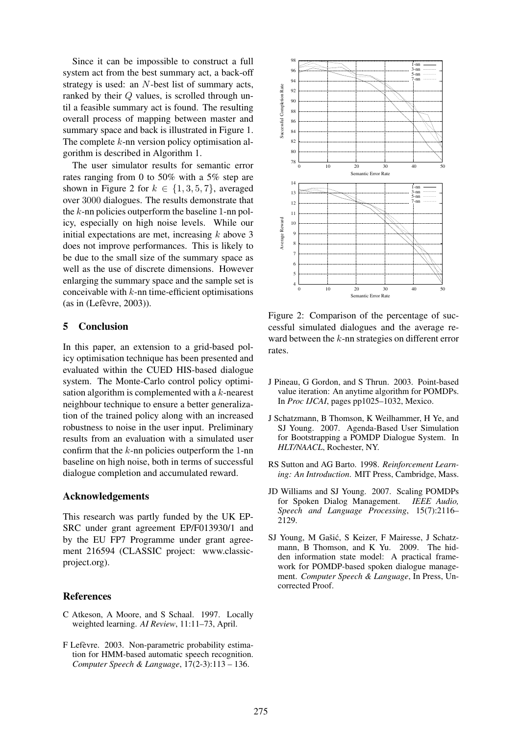Since it can be impossible to construct a full system act from the best summary act, a back-off strategy is used: an $N$-best list of summary acts, ranked by their $Q$ values, is scrolled through until a feasible summary act is found. The resulting overall process of mapping between master and summary space and back is illustrated in Figure 1. The complete $k$-nn version policy optimisation algorithm is described in Algorithm 1.

The user simulator results for semantic error rates ranging from 0 to 50% with a 5% step are shown in Figure 2 for $k \in \{1, 3, 5, 7\}$, averaged over 3000 dialogues. The results demonstrate that the $k$-nn policies outperform the baseline 1-nn policy, especially on high noise levels. While our initial expectations are met, increasing $k$ above 3 does not improve performances. This is likely to be due to the small size of the summary space as well as the use of discrete dimensions. However enlarging the summary space and the sample set is conceivable with $k$-nn time-efficient optimisations (as in (Lefèvre, 2003)).

Successful Completion Rate
98
96
94
92
90
88
86
84
82
80
78
0 10 20 30 40 50
Semantic Error Rate
1-nn
3-nn
5-nn
7-nn

Average Reward
14
13
12
11
10
9
8
7
6
5
4
0 10 20 30 40 50
Semantic Error Rate
1-nn
3-nn
5-nn
7-nn

Figure 2: Comparison of the percentage of successful simulated dialogues and the average reward between the $k$-nn strategies on different error rates.

## 5 Conclusion

In this paper, an extension to a grid-based policy optimisation technique has been presented and evaluated within the CUED HIS-based dialogue system. The Monte-Carlo control policy optimisation algorithm is complemented with a $k$-nearest neighbour technique to ensure a better generalization of the trained policy along with an increased robustness to noise in the user input. Preliminary results from an evaluation with a simulated user confirm that the $k$-nn policies outperform the 1-nn baseline on high noise, both in terms of successful dialogue completion and accumulated reward.

## Acknowledgements

This research was partly funded by the UK EPSRC under grant agreement EP/F013930/1 and by the EU FP7 Programme under grant agreement 216594 (CLASSIC project: www.classic-project.org).

## References

C Atkeson, A Moore, and S Schaal. 1997. Locally weighted learning. *AI Review*, 11:11–73, April.

F Lefèvre. 2003. Non-parametric probability estimation for HMM-based automatic speech recognition. *Computer Speech & Language*, 17(2-3):113 – 136.

J Pineau, G Gordon, and S Thrun. 2003. Point-based value iteration: An anytime algorithm for POMDPs. In *Proc IJCAI*, pages pp1025–1032, Mexico.

J Schatzmann, B Thomson, K Weilhammer, H Ye, and SJ Young. 2007. Agenda-Based User Simulation for Bootstrapping a POMDP Dialogue System. In *HLT/NAACL*, Rochester, NY.

RS Sutton and AG Barto. 1998. *Reinforcement Learning: An Introduction*. MIT Press, Cambridge, Mass.

JD Williams and SJ Young. 2007. Scaling POMDPs for Spoken Dialog Management. *IEEE Audio, Speech and Language Processing*, 15(7):2116–2129.

SJ Young, M Gašić, S Keizer, F Mairesse, J Schatzmann, B Thomson, and K Yu. 2009. The hidden information state model: A practical framework for POMDP-based spoken dialogue management. *Computer Speech & Language*, In Press, Uncorrected Proof.